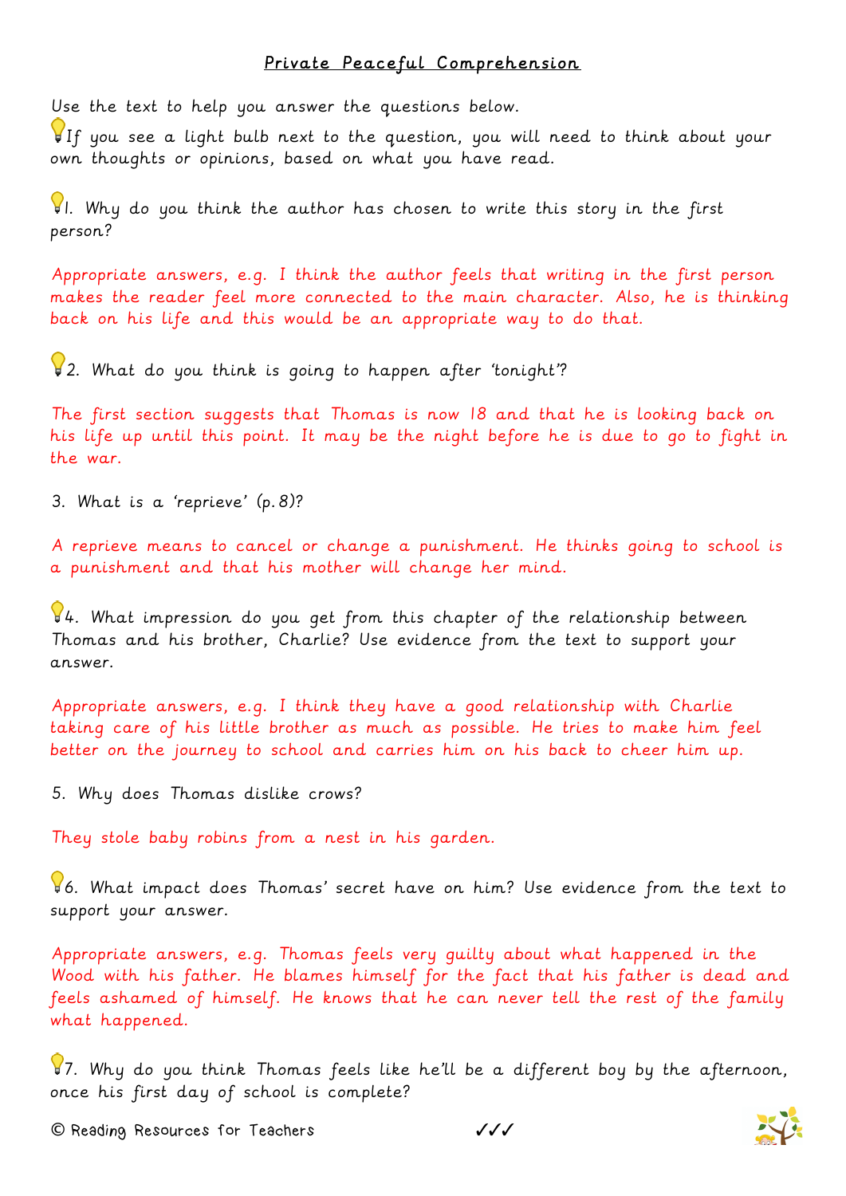# Private Peaceful Comprehension

Use the text to help you answer the questions below.

💡If you see a light bulb next to the question, you will need to think about your own thoughts or opinions, based on what you have read.

💡1. Why do you think the author has chosen to write this story in the first person?

Appropriate answers, e.g. I think the author feels that writing in the first person makes the reader feel more connected to the main character. Also, he is thinking back on his life and this would be an appropriate way to do that.

💡2. What do you think is going to happen after 'tonight'?

The first section suggests that Thomas is now 18 and that he is looking back on his life up until this point. It may be the night before he is due to go to fight in the war.

3. What is a 'reprieve' (p.8)?

A reprieve means to cancel or change a punishment. He thinks going to school is a punishment and that his mother will change her mind.

💡4. What impression do you get from this chapter of the relationship between Thomas and his brother, Charlie? Use evidence from the text to support your answer.

Appropriate answers, e.g. I think they have a good relationship with Charlie taking care of his little brother as much as possible. He tries to make him feel better on the journey to school and carries him on his back to cheer him up.

5. Why does Thomas dislike crows?

They stole baby robins from a nest in his garden.

💡6. What impact does Thomas' secret have on him? Use evidence from the text to support your answer.

Appropriate answers, e.g. Thomas feels very guilty about what happened in the Wood with his father. He blames himself for the fact that his father is dead and feels ashamed of himself. He knows that he can never tell the rest of the family what happened.

💡7. Why do you think Thomas feels like he'll be a different boy by the afternoon, once his first day of school is complete?

© Reading Resources for Teachers ✓✓✓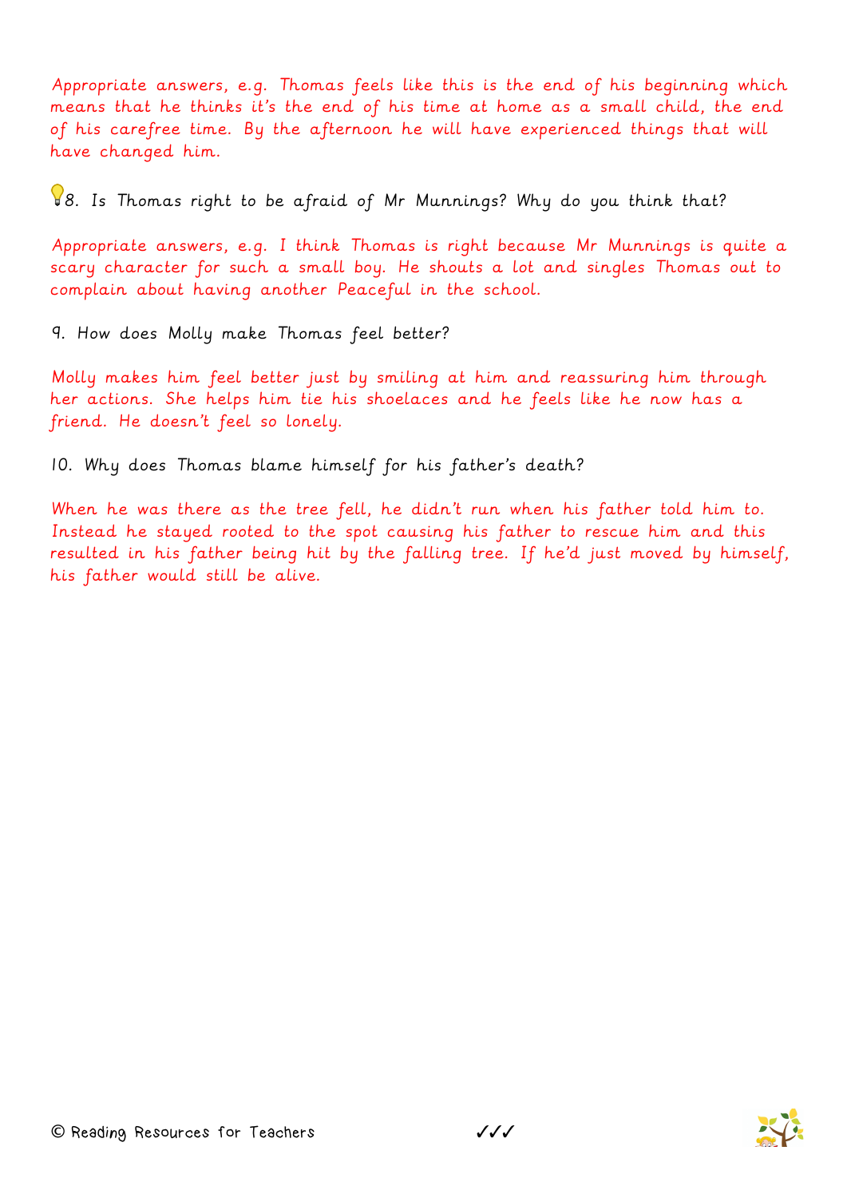Appropriate answers, e.g. Thomas feels like this is the end of his beginning which means that he thinks it's the end of his time at home as a small child, the end of his carefree time. By the afternoon he will have experienced things that will have changed him.

8. Is Thomas right to be afraid of Mr Munnings? Why do you think that?

Appropriate answers, e.g. I think Thomas is right because Mr Munnings is quite a scary character for such a small boy. He shouts a lot and singles Thomas out to complain about having another Peaceful in the school.

9. How does Molly make Thomas feel better?

Molly makes him feel better just by smiling at him and reassuring him through her actions. She helps him tie his shoelaces and he feels like he now has a friend. He doesn't feel so lonely.

10. Why does Thomas blame himself for his father's death?

When he was there as the tree fell, he didn't run when his father told him to. Instead he stayed rooted to the spot causing his father to rescue him and this resulted in his father being hit by the falling tree. If he'd just moved by himself, his father would still be alive.